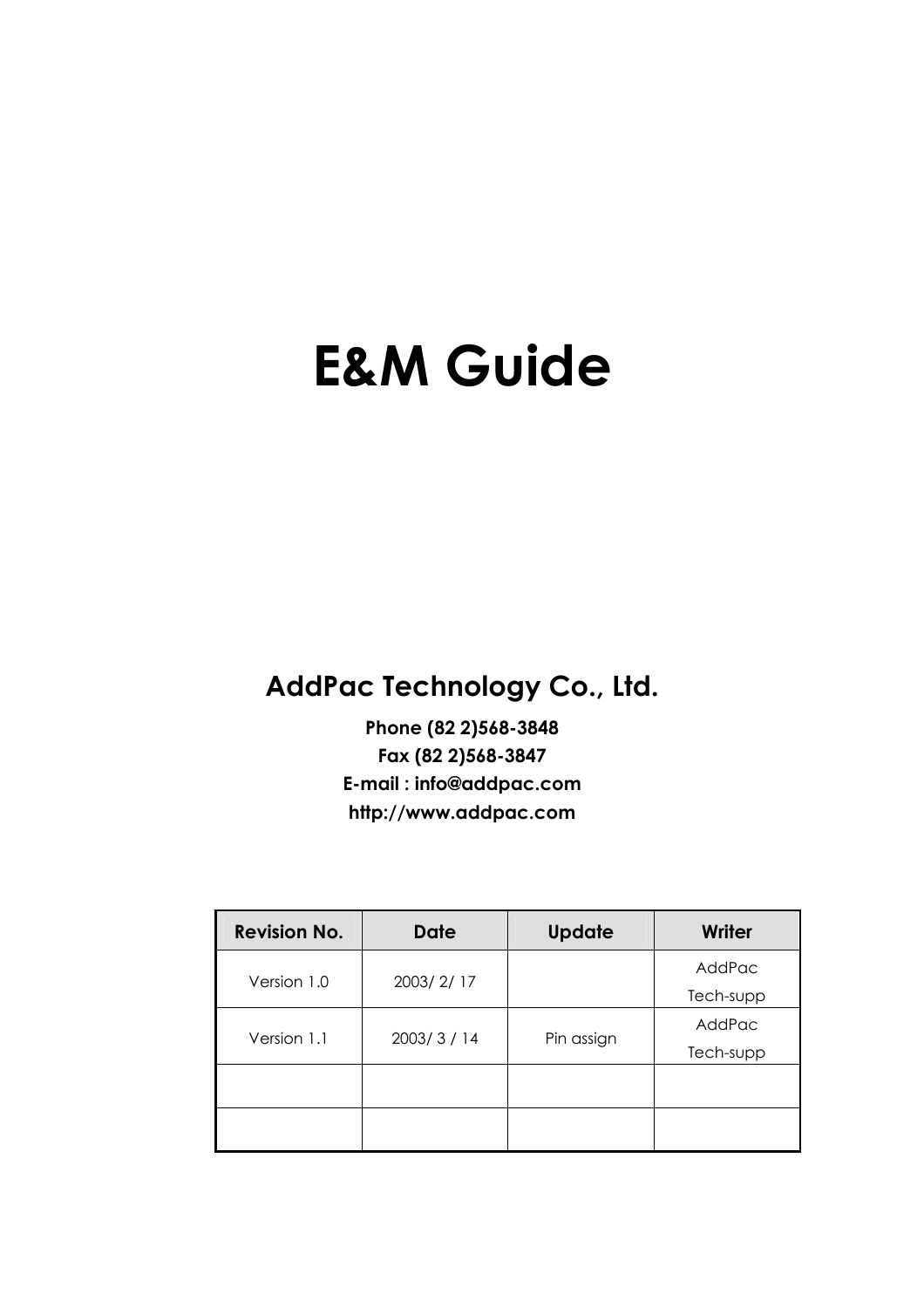# E&M Guide

## AddPac Technology Co., Ltd.

**Phone (82 2)568-3848**
**Fax (82 2)568-3847**
**E-mail : info@addpac.com**
**http://www.addpac.com**

| Revision No. | Date | Update | Writer |
|---|---|---|---|
| Version 1.0 | 2003/ 2/ 17 | | AddPac Tech-supp |
| Version 1.1 | 2003/ 3 / 14 | Pin assign | AddPac Tech-supp |
| | | | |
| | | | |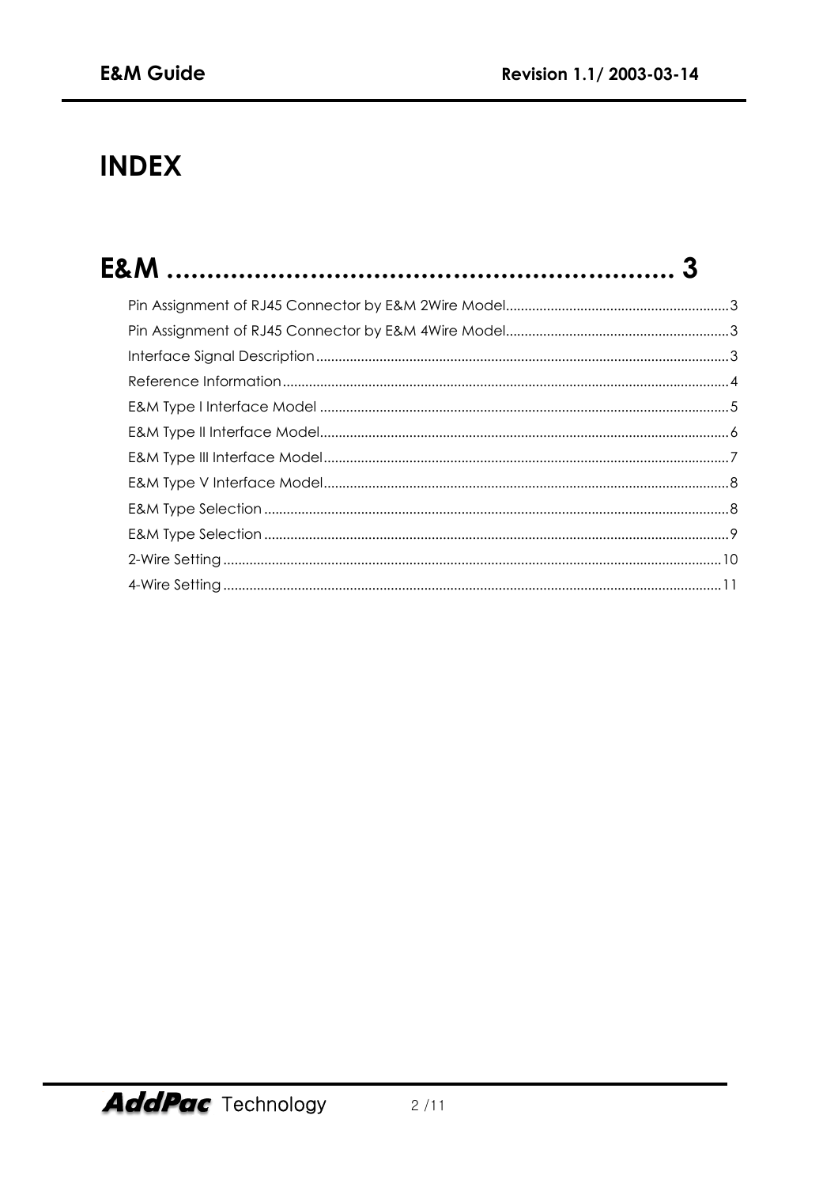# INDEX

## E&M ............................................................ 3

Pin Assignment of RJ45 Connector by E&M 2Wire Model............................................................3
Pin Assignment of RJ45 Connector by E&M 4Wire Model............................................................3
Interface Signal Description..............................................................................................................3
Reference Information.......................................................................................................................4
E&M Type I Interface Model .............................................................................................................5
E&M Type II Interface Model.............................................................................................................6
E&M Type III Interface Model............................................................................................................7
E&M Type V Interface Model............................................................................................................8
E&M Type Selection ...........................................................................................................................8
E&M Type Selection ...........................................................................................................................9
2-Wire Setting ....................................................................................................................................10
4-Wire Setting ....................................................................................................................................11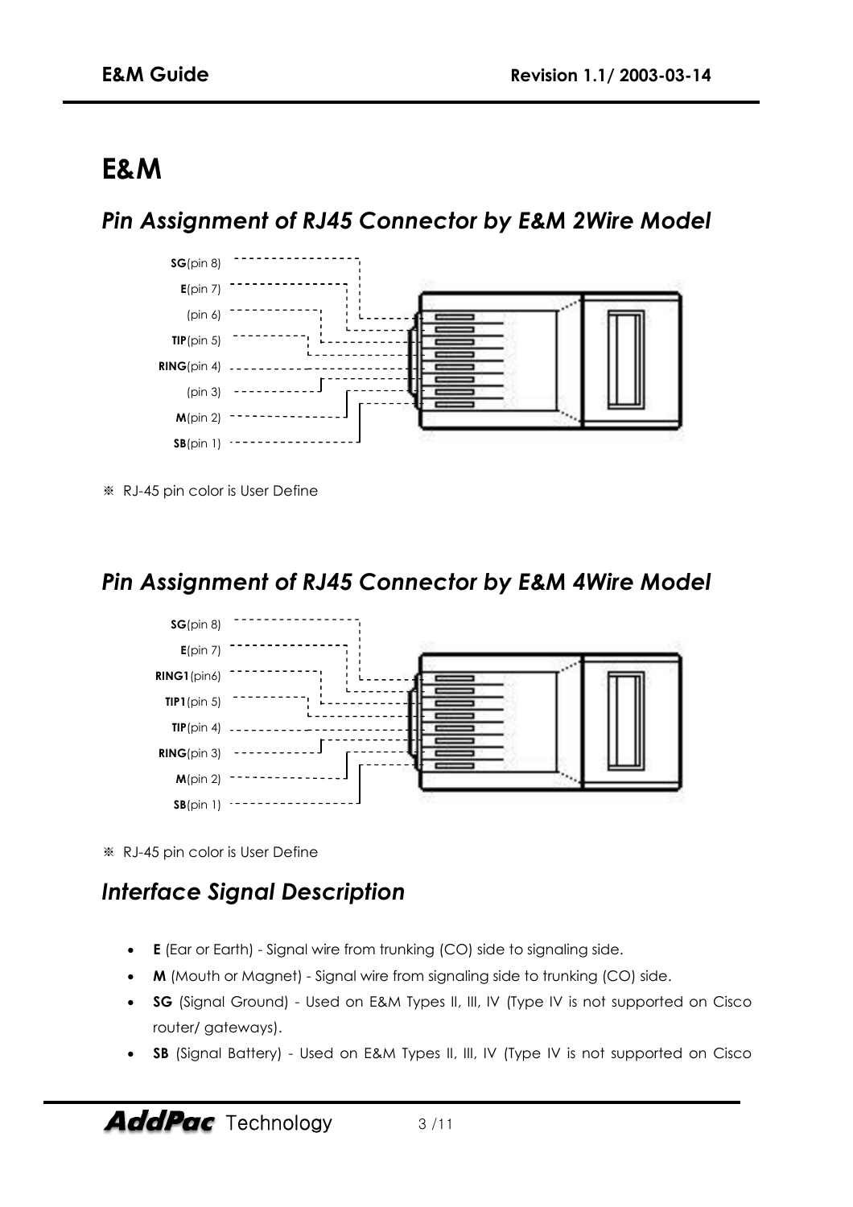# E&M

## *Pin Assignment of RJ45 Connector by E&M 2Wire Model*

**SG**(pin 8)
**E**(pin 7)
(pin 6)
**TIP**(pin 5)
**RING**(pin 4)
(pin 3)
**M**(pin 2)
**SB**(pin 1)

※ RJ-45 pin color is User Define

## *Pin Assignment of RJ45 Connector by E&M 4Wire Model*

**SG**(pin 8)
**E**(pin 7)
**RING1**(pin6)
**TIP1**(pin 5)
**TIP**(pin 4)
**RING**(pin 3)
**M**(pin 2)
**SB**(pin 1)

※ RJ-45 pin color is User Define

## *Interface Signal Description*

- **E** (Ear or Earth) - Signal wire from trunking (CO) side to signaling side.
- **M** (Mouth or Magnet) - Signal wire from signaling side to trunking (CO) side.
- **SG** (Signal Ground) - Used on E&M Types II, III, IV (Type IV is not supported on Cisco router/ gateways).
- **SB** (Signal Battery) - Used on E&M Types II, III, IV (Type IV is not supported on Cisco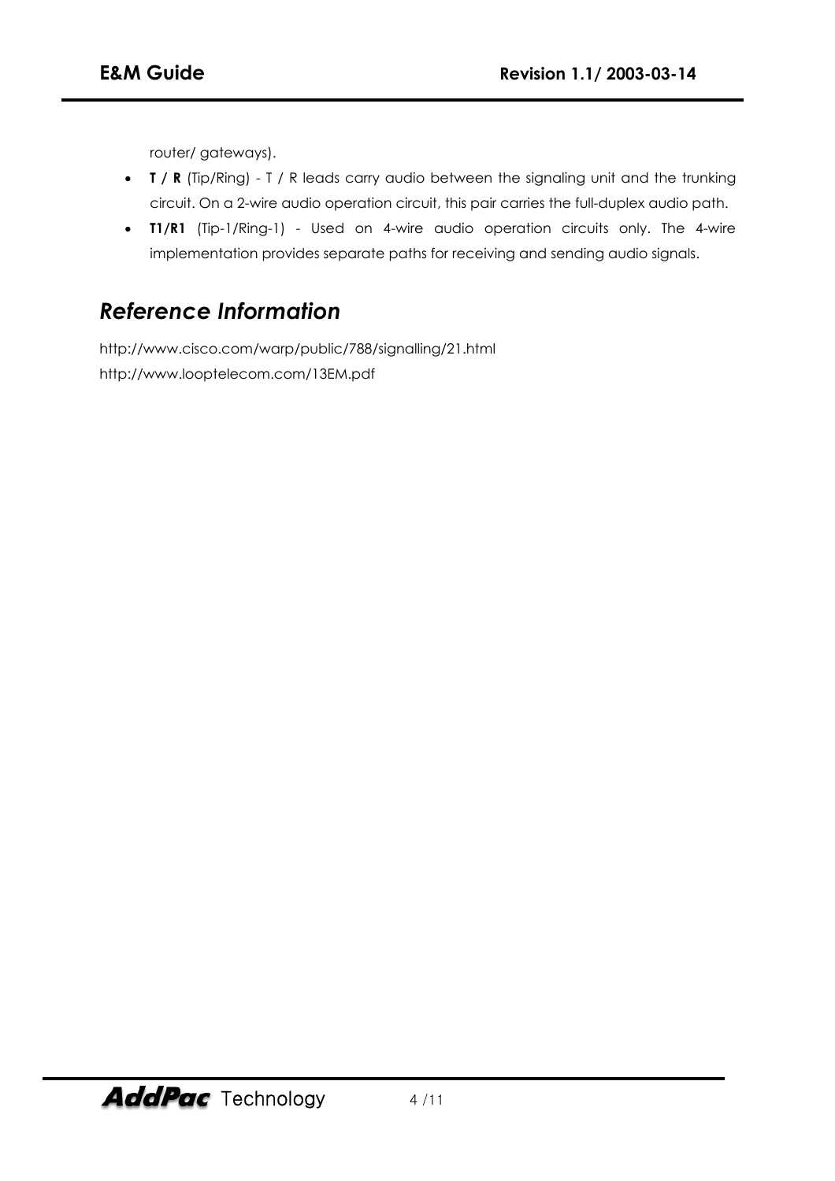router/ gateways).

- **T / R** (Tip/Ring) - T / R leads carry audio between the signaling unit and the trunking circuit. On a 2-wire audio operation circuit, this pair carries the full-duplex audio path.
- **T1/R1** (Tip-1/Ring-1) - Used on 4-wire audio operation circuits only. The 4-wire implementation provides separate paths for receiving and sending audio signals.

## *Reference Information*

http://www.cisco.com/warp/public/788/signalling/21.html
http://www.looptelecom.com/13EM.pdf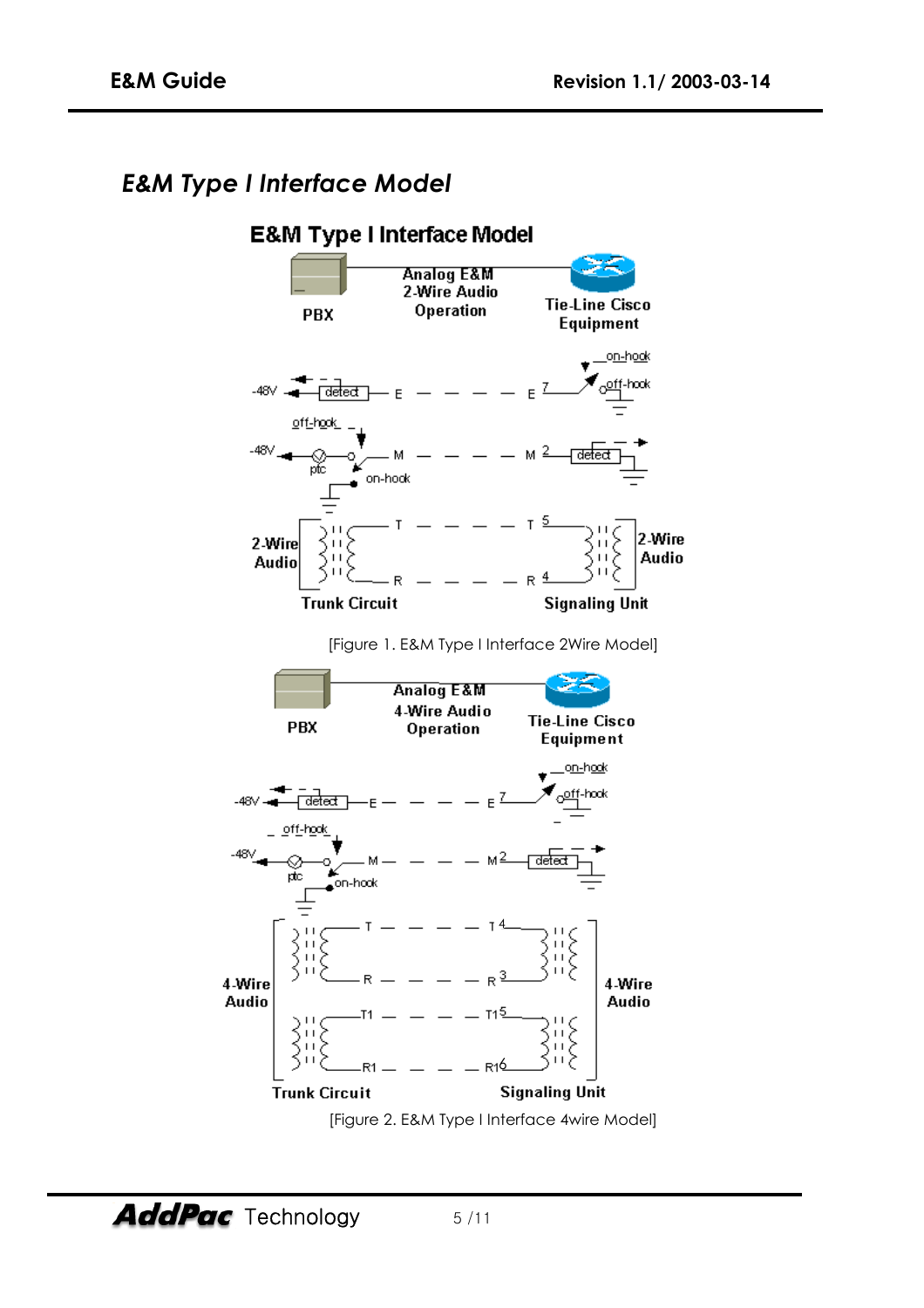## *E&M Type I Interface Model*

[Figure 1. E&M Type I Interface 2Wire Model]

[Figure 2. E&M Type I Interface 4wire Model]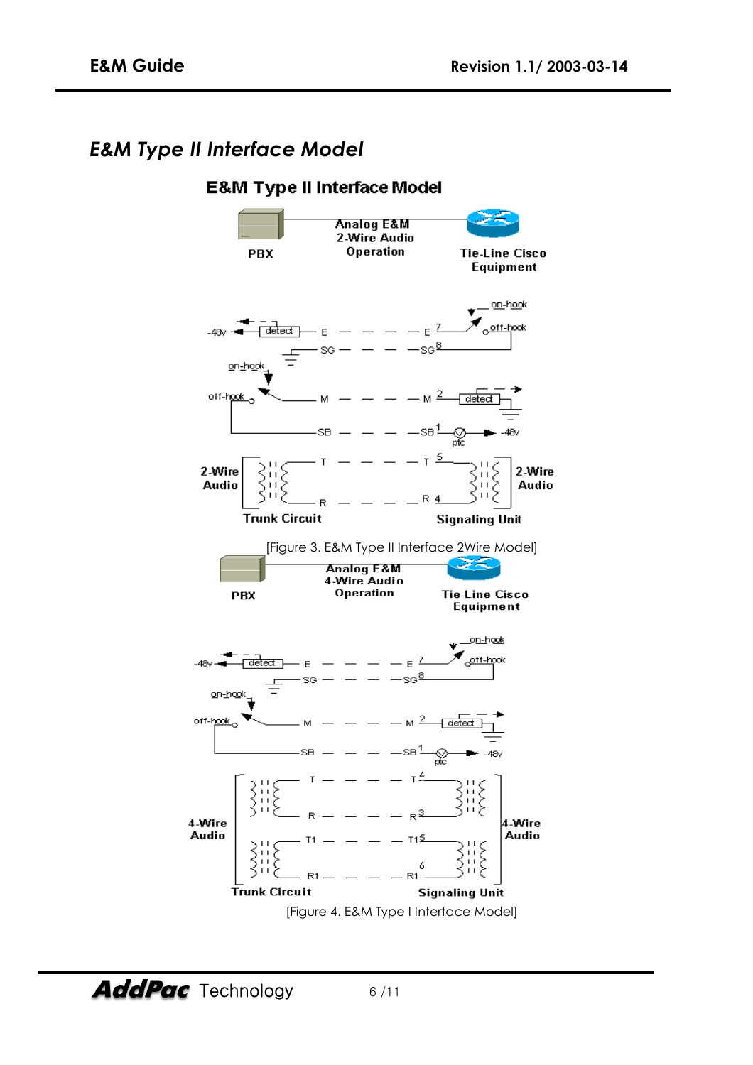## *E&M Type II Interface Model*

**E&M Type II Interface Model**

PBX — Analog E&M 2-Wire Audio Operation — Tie-Line Cisco Equipment

-48v, detect, E, SG, on-hook, off-hook, M, SB, E 7, SG 8, on-hook, off-hook, M 2, detect, SB 1, ptc, -48v, T 5, R 4

2-Wire Audio | Trunk Circuit | Signaling Unit | 2-Wire Audio

[Figure 3. E&M Type II Interface 2Wire Model]

PBX — Analog E&M 4-Wire Audio Operation — Tie-Line Cisco Equipment

-48v, detect, E, SG, on-hook, off-hook, M, SB, E 7, SG 8, on-hook, off-hook, M 2, detect, SB 1, ptc, -48v, T 4, R 3, T1 5, R1 6

4-Wire Audio | Trunk Circuit | Signaling Unit | 4-Wire Audio

[Figure 4. E&M Type I Interface Model]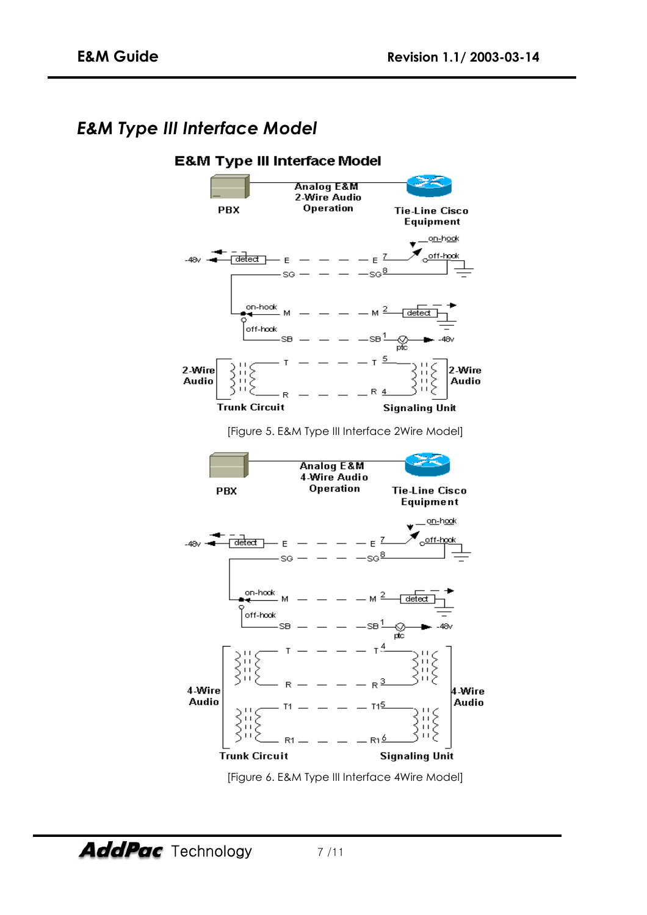## *E&M Type III Interface Model*

[Figure 5. E&M Type III Interface 2Wire Model]

[Figure 6. E&M Type III Interface 4Wire Model]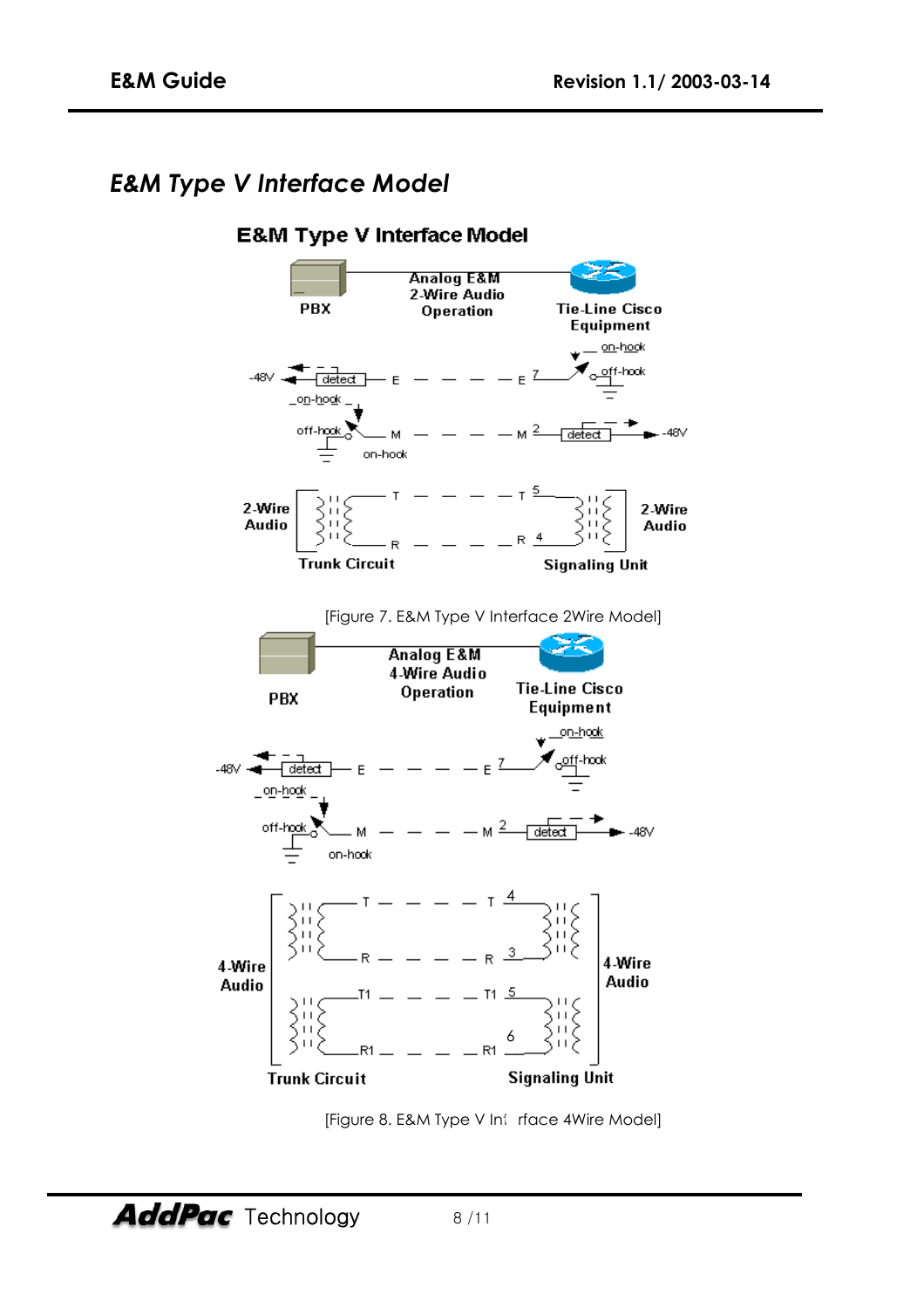## *E&M Type V Interface Model*

**E&M Type V Interface Model**

PBX — Analog E&M 2-Wire Audio Operation — Tie-Line Cisco Equipment

[Figure 7. E&M Type V Interface 2Wire Model]

PBX — Analog E&M 4-Wire Audio Operation — Tie-Line Cisco Equipment

[Figure 8. E&M Type V Interface 4Wire Model]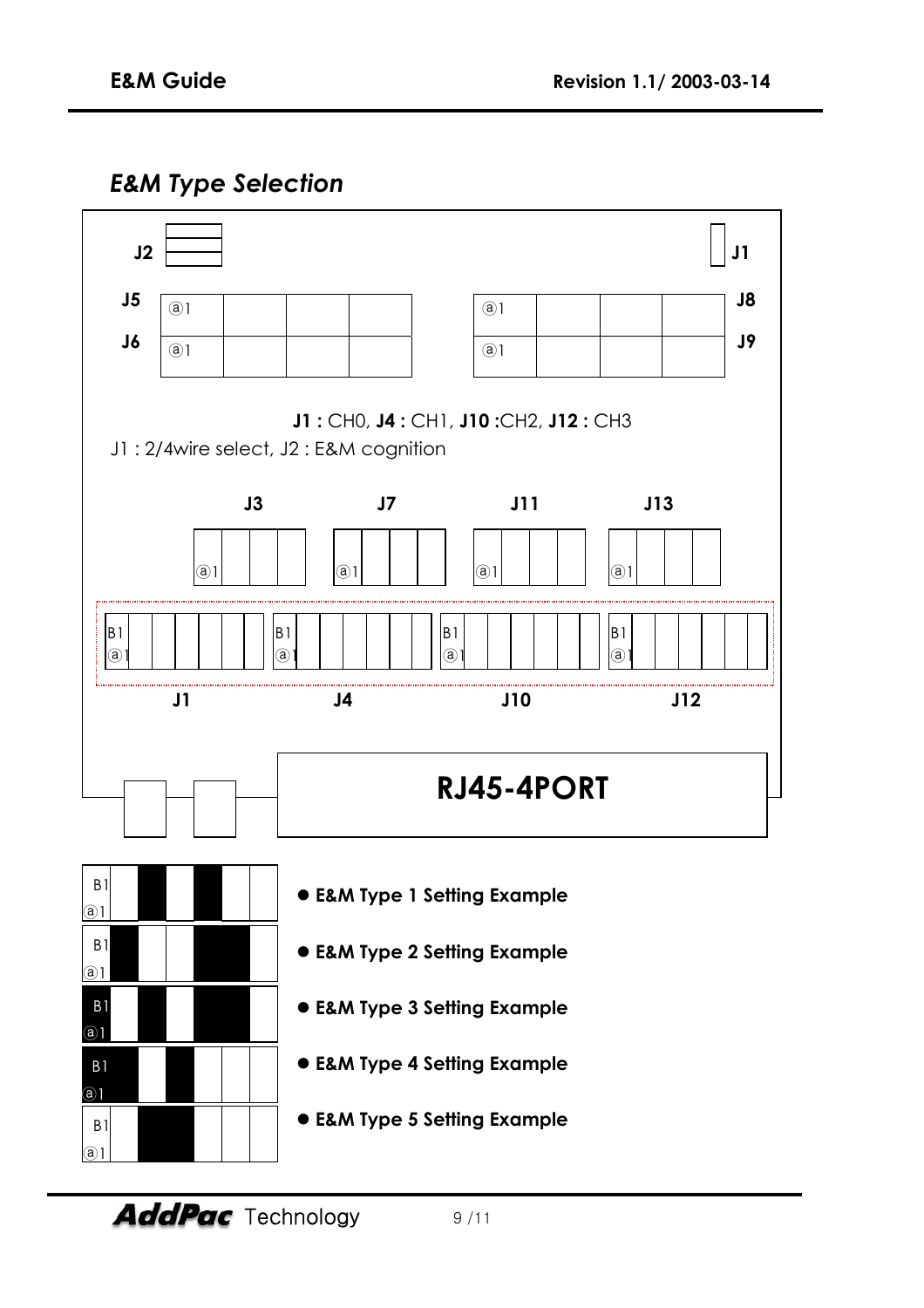## *E&M Type Selection*

J2

J1

J5

J8

J6

J9

**J1 :** CH0, **J4 :** CH1, **J10 :**CH2, **J12 :** CH3

J1 : 2/4wire select, J2 : E&M cognition

J3 J7 J11 J13

J1 J4 J10 J12

**RJ45-4PORT**

- **E&M Type 1 Setting Example**
- **E&M Type 2 Setting Example**
- **E&M Type 3 Setting Example**
- **E&M Type 4 Setting Example**
- **E&M Type 5 Setting Example**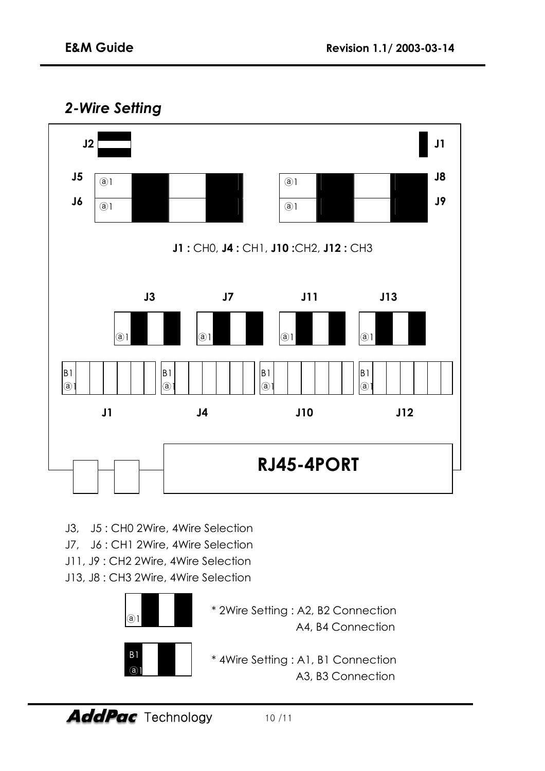## *2-Wire Setting*

J2 J1

J5 ⓐ1 ⓐ1 J8

J6 ⓐ1 ⓐ1 J9

**J1 :** CH0, **J4 :** CH1, **J10 :**CH2, **J12 :** CH3

**J3** **J7** **J11** **J13**

ⓐ1 ⓐ1 ⓐ1 ⓐ1

B1 ⓐ1 B1 ⓐ1 B1 ⓐ1 B1 ⓐ1

**J1** **J4** **J10** **J12**

**RJ45-4PORT**

J3, J5 : CH0 2Wire, 4Wire Selection

J7, J6 : CH1 2Wire, 4Wire Selection

J11, J9 : CH2 2Wire, 4Wire Selection

J13, J8 : CH3 2Wire, 4Wire Selection

ⓐ1

\* 2Wire Setting : A2, B2 Connection
A4, B4 Connection

B1 ⓐ1

\* 4Wire Setting : A1, B1 Connection
A3, B3 Connection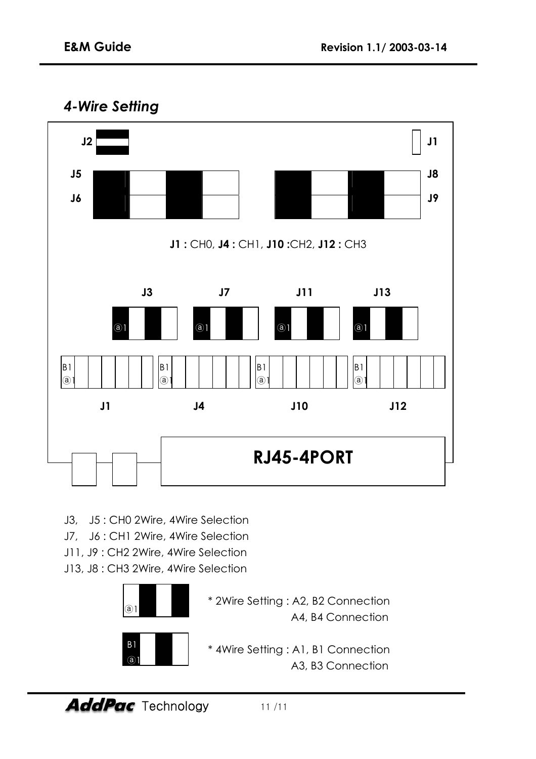## 4-Wire Setting

J2 J1

J5 J8

J6 J9

**J1 :** CH0, **J4 :** CH1, **J10 :**CH2, **J12 :** CH3

J3 J7 J11 J13

ⓐ1 ⓐ1 ⓐ1 ⓐ1

B1 ⓐ1 B1 ⓐ1 B1 ⓐ1 B1 ⓐ1

J1 J4 J10 J12

**RJ45-4PORT**

J3, J5 : CH0 2Wire, 4Wire Selection
J7, J6 : CH1 2Wire, 4Wire Selection
J11, J9 : CH2 2Wire, 4Wire Selection
J13, J8 : CH3 2Wire, 4Wire Selection

ⓐ1

* 2Wire Setting : A2, B2 Connection
A4, B4 Connection

B1
ⓐ1

* 4Wire Setting : A1, B1 Connection
A3, B3 Connection